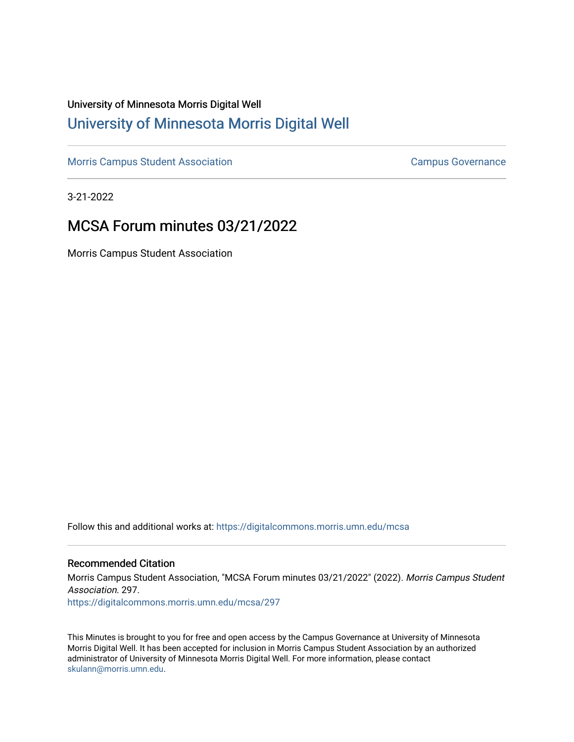University of Minnesota Morris Digital Well

# University of Minnesota Morris Digital Well

Morris Campus Student Association | Campus Governance

3-21-2022

## MCSA Forum minutes 03/21/2022

Morris Campus Student Association

Follow this and additional works at: https://digitalcommons.morris.umn.edu/mcsa

### Recommended Citation

Morris Campus Student Association, "MCSA Forum minutes 03/21/2022" (2022). *Morris Campus Student Association*. 297.
https://digitalcommons.morris.umn.edu/mcsa/297

This Minutes is brought to you for free and open access by the Campus Governance at University of Minnesota Morris Digital Well. It has been accepted for inclusion in Morris Campus Student Association by an authorized administrator of University of Minnesota Morris Digital Well. For more information, please contact skulann@morris.umn.edu.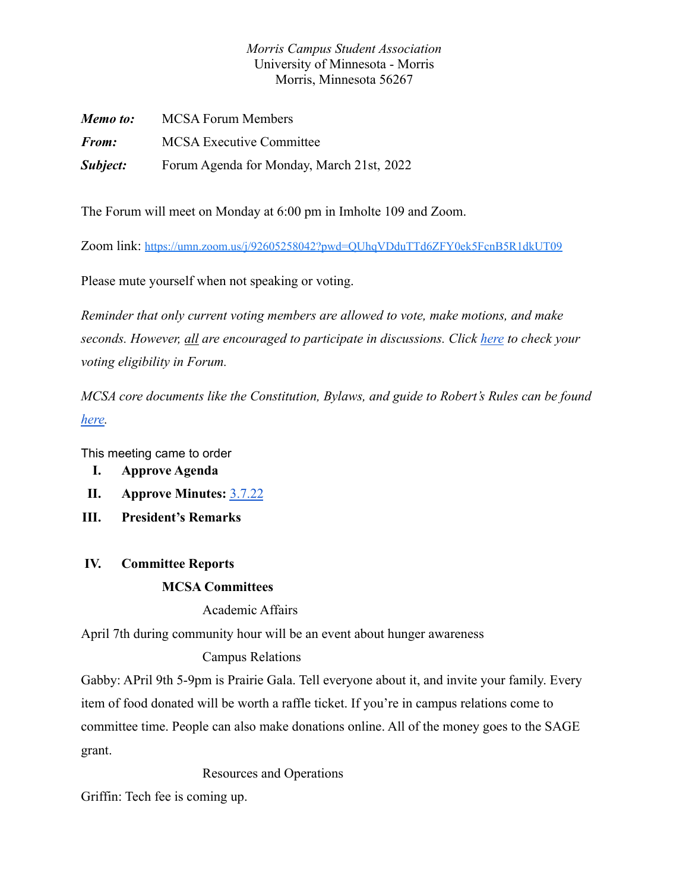*Morris Campus Student Association*
University of Minnesota - Morris
Morris, Minnesota 56267

***Memo to:*** MCSA Forum Members

***From:*** MCSA Executive Committee

***Subject:*** Forum Agenda for Monday, March 21st, 2022

The Forum will meet on Monday at 6:00 pm in Imholte 109 and Zoom.

Zoom link: https://umn.zoom.us/j/92605258042?pwd=QUhqVDduTTd6ZFY0ek5FcnB5R1dkUT09

Please mute yourself when not speaking or voting.

*Reminder that only current voting members are allowed to vote, make motions, and make seconds. However, all are encouraged to participate in discussions. Click here to check your voting eligibility in Forum.*

*MCSA core documents like the Constitution, Bylaws, and guide to Robert's Rules can be found here.*

This meeting came to order

I. **Approve Agenda**

II. **Approve Minutes:** 3.7.22

III. **President's Remarks**

IV. **Committee Reports**

**MCSA Committees**

Academic Affairs

April 7th during community hour will be an event about hunger awareness

Campus Relations

Gabby: APril 9th 5-9pm is Prairie Gala. Tell everyone about it, and invite your family. Every item of food donated will be worth a raffle ticket. If you're in campus relations come to committee time. People can also make donations online. All of the money goes to the SAGE grant.

Resources and Operations

Griffin: Tech fee is coming up.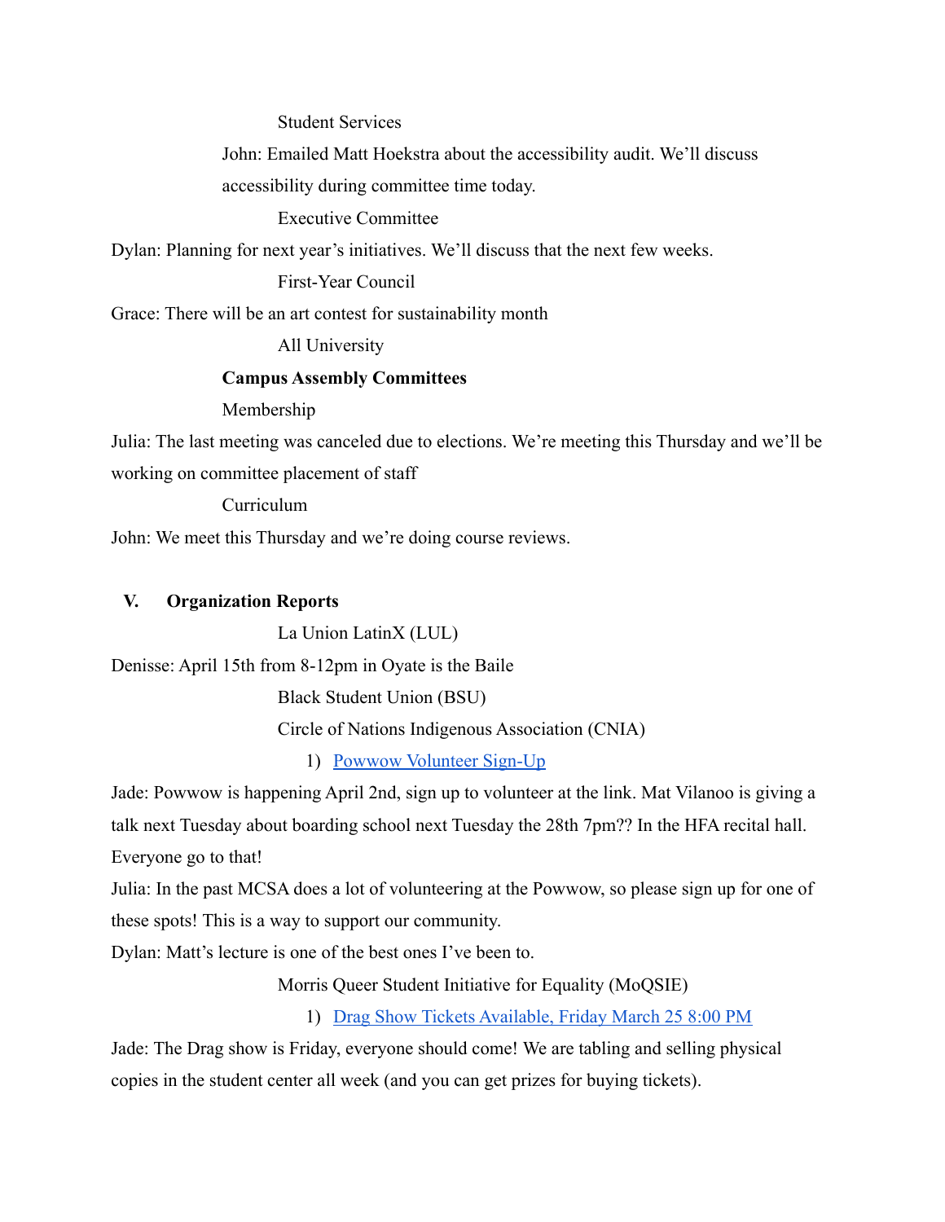Student Services

John: Emailed Matt Hoekstra about the accessibility audit. We'll discuss accessibility during committee time today.

Executive Committee

Dylan: Planning for next year's initiatives. We'll discuss that the next few weeks.

First-Year Council

Grace: There will be an art contest for sustainability month

All University

**Campus Assembly Committees**

Membership

Julia: The last meeting was canceled due to elections. We're meeting this Thursday and we'll be working on committee placement of staff

Curriculum

John: We meet this Thursday and we're doing course reviews.

## V. Organization Reports

La Union LatinX (LUL)

Denisse: April 15th from 8-12pm in Oyate is the Baile

Black Student Union (BSU)

Circle of Nations Indigenous Association (CNIA)

1) Powwow Volunteer Sign-Up

Jade: Powwow is happening April 2nd, sign up to volunteer at the link. Mat Vilanoo is giving a talk next Tuesday about boarding school next Tuesday the 28th 7pm?? In the HFA recital hall. Everyone go to that!

Julia: In the past MCSA does a lot of volunteering at the Powwow, so please sign up for one of these spots! This is a way to support our community.

Dylan: Matt's lecture is one of the best ones I've been to.

Morris Queer Student Initiative for Equality (MoQSIE)

1) Drag Show Tickets Available, Friday March 25 8:00 PM

Jade: The Drag show is Friday, everyone should come! We are tabling and selling physical copies in the student center all week (and you can get prizes for buying tickets).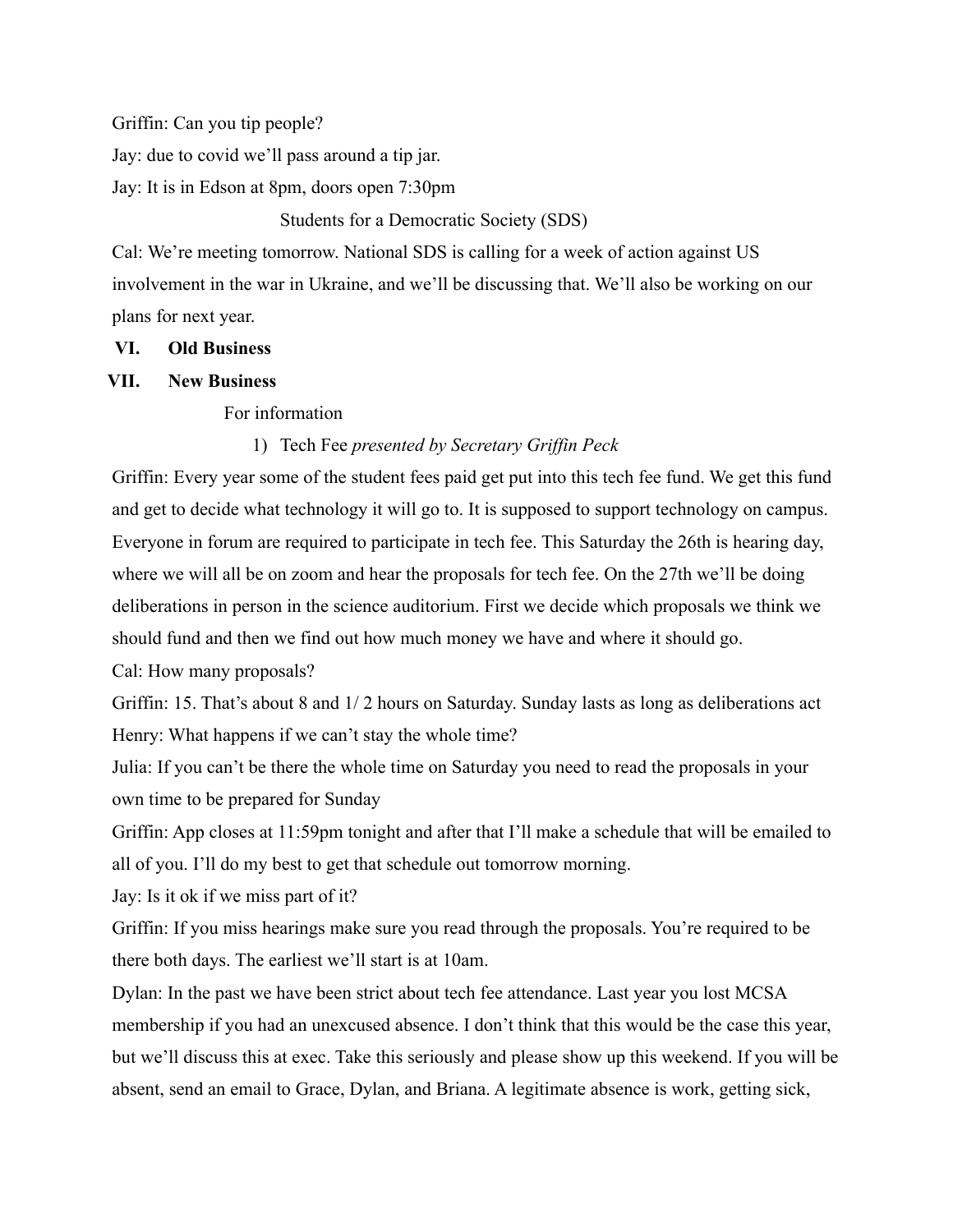Griffin: Can you tip people?

Jay: due to covid we'll pass around a tip jar.

Jay: It is in Edson at 8pm, doors open 7:30pm

Students for a Democratic Society (SDS)

Cal: We're meeting tomorrow. National SDS is calling for a week of action against US involvement in the war in Ukraine, and we'll be discussing that. We'll also be working on our plans for next year.

## VI. Old Business

## VII. New Business

For information

1) Tech Fee *presented by Secretary Griffin Peck*

Griffin: Every year some of the student fees paid get put into this tech fee fund. We get this fund and get to decide what technology it will go to. It is supposed to support technology on campus. Everyone in forum are required to participate in tech fee. This Saturday the 26th is hearing day, where we will all be on zoom and hear the proposals for tech fee. On the 27th we'll be doing deliberations in person in the science auditorium. First we decide which proposals we think we should fund and then we find out how much money we have and where it should go.

Cal: How many proposals?

Griffin: 15. That's about 8 and 1/ 2 hours on Saturday. Sunday lasts as long as deliberations act

Henry: What happens if we can't stay the whole time?

Julia: If you can't be there the whole time on Saturday you need to read the proposals in your own time to be prepared for Sunday

Griffin: App closes at 11:59pm tonight and after that I'll make a schedule that will be emailed to all of you. I'll do my best to get that schedule out tomorrow morning.

Jay: Is it ok if we miss part of it?

Griffin: If you miss hearings make sure you read through the proposals. You're required to be there both days. The earliest we'll start is at 10am.

Dylan: In the past we have been strict about tech fee attendance. Last year you lost MCSA membership if you had an unexcused absence. I don't think that this would be the case this year, but we'll discuss this at exec. Take this seriously and please show up this weekend. If you will be absent, send an email to Grace, Dylan, and Briana. A legitimate absence is work, getting sick,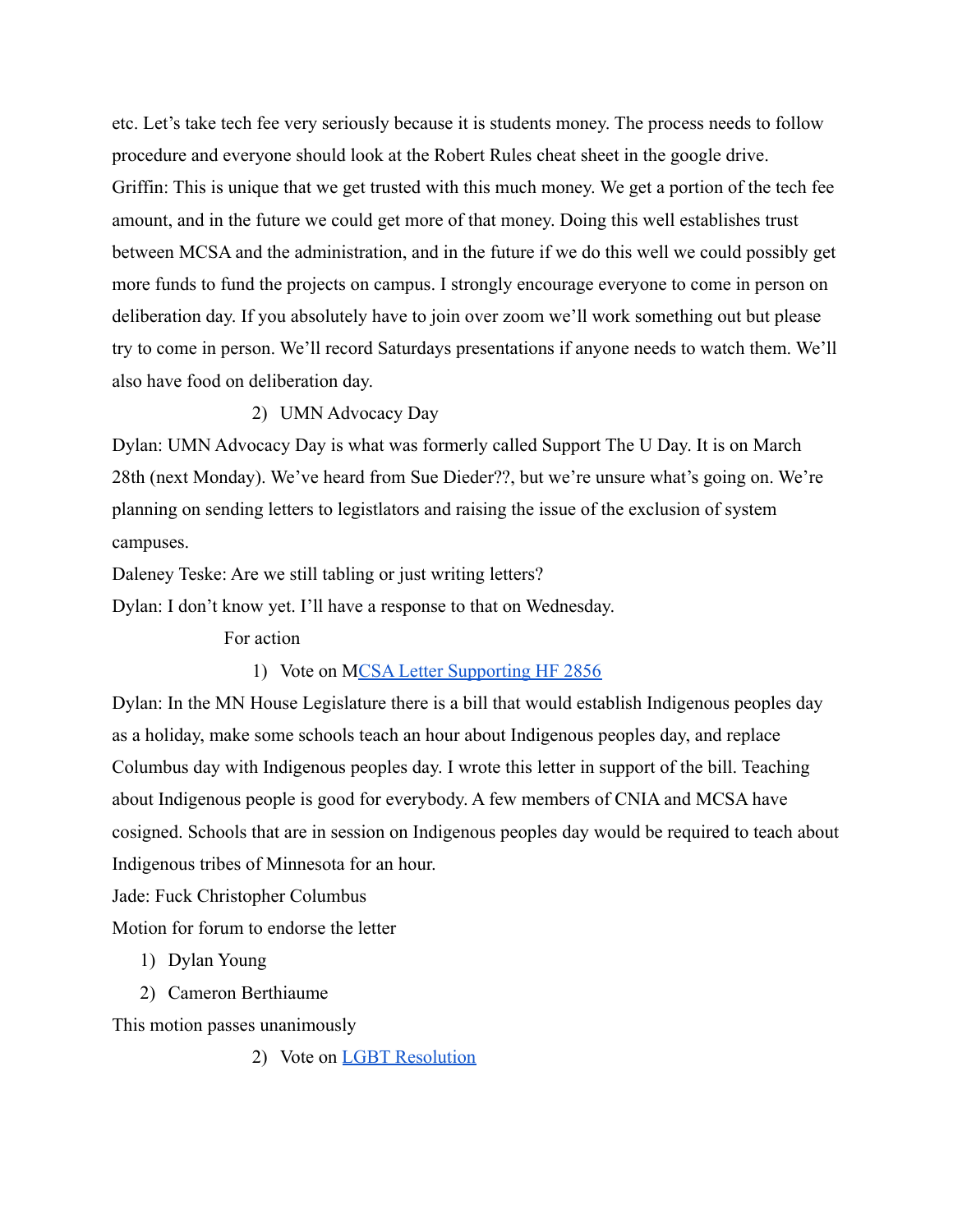etc. Let's take tech fee very seriously because it is students money. The process needs to follow procedure and everyone should look at the Robert Rules cheat sheet in the google drive.

Griffin: This is unique that we get trusted with this much money. We get a portion of the tech fee amount, and in the future we could get more of that money. Doing this well establishes trust between MCSA and the administration, and in the future if we do this well we could possibly get more funds to fund the projects on campus. I strongly encourage everyone to come in person on deliberation day. If you absolutely have to join over zoom we'll work something out but please try to come in person. We'll record Saturdays presentations if anyone needs to watch them. We'll also have food on deliberation day.

2) UMN Advocacy Day

Dylan: UMN Advocacy Day is what was formerly called Support The U Day. It is on March 28th (next Monday). We've heard from Sue Dieder??, but we're unsure what's going on. We're planning on sending letters to legistlators and raising the issue of the exclusion of system campuses.

Daleney Teske: Are we still tabling or just writing letters?

Dylan: I don't know yet. I'll have a response to that on Wednesday.

For action

1) Vote on MCSA Letter Supporting HF 2856

Dylan: In the MN House Legislature there is a bill that would establish Indigenous peoples day as a holiday, make some schools teach an hour about Indigenous peoples day, and replace Columbus day with Indigenous peoples day. I wrote this letter in support of the bill. Teaching about Indigenous people is good for everybody. A few members of CNIA and MCSA have cosigned. Schools that are in session on Indigenous peoples day would be required to teach about Indigenous tribes of Minnesota for an hour.

Jade: Fuck Christopher Columbus

Motion for forum to endorse the letter

1) Dylan Young
2) Cameron Berthiaume

This motion passes unanimously

2) Vote on LGBT Resolution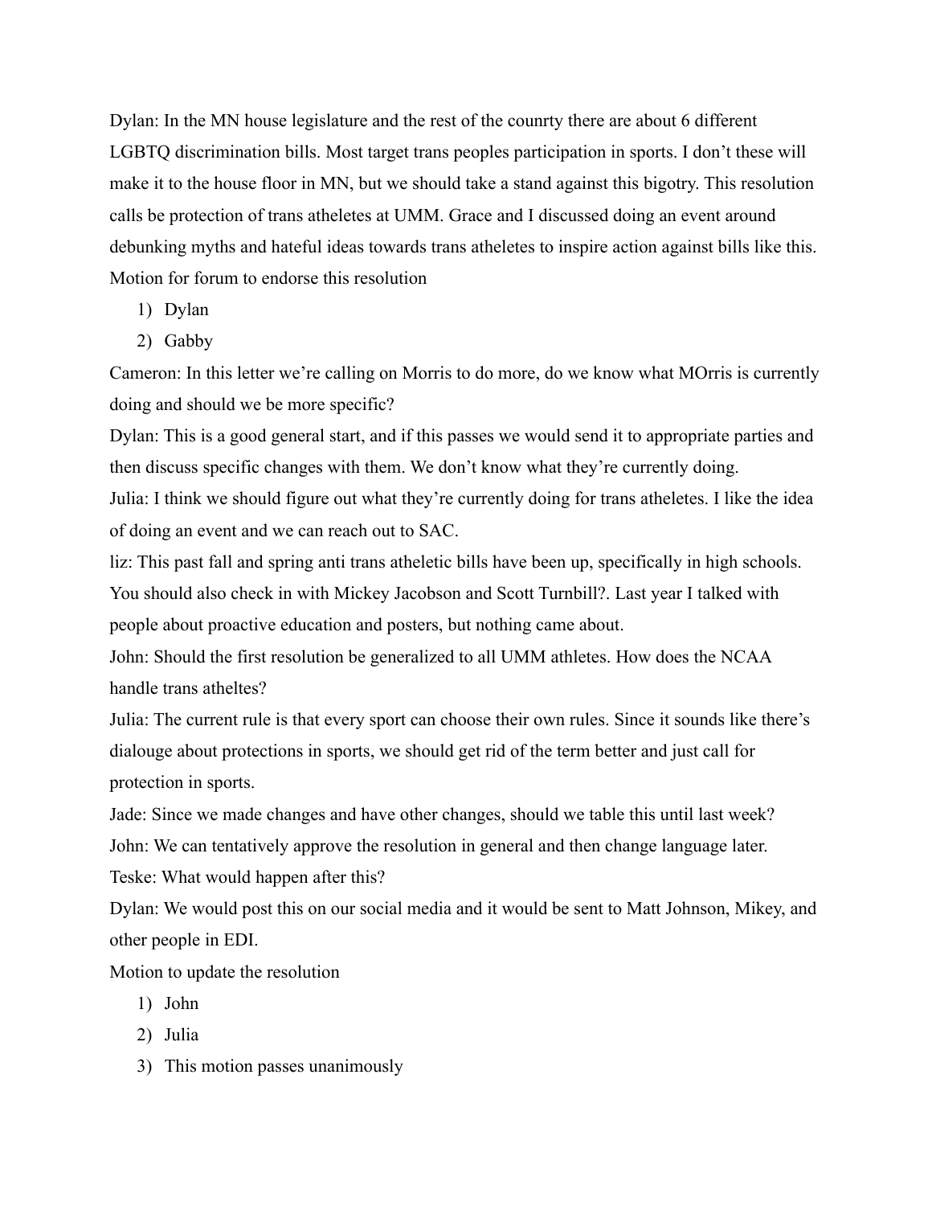Dylan: In the MN house legislature and the rest of the counrty there are about 6 different LGBTQ discrimination bills. Most target trans peoples participation in sports. I don't these will make it to the house floor in MN, but we should take a stand against this bigotry. This resolution calls be protection of trans atheletes at UMM. Grace and I discussed doing an event around debunking myths and hateful ideas towards trans atheletes to inspire action against bills like this.

Motion for forum to endorse this resolution

1) Dylan
2) Gabby

Cameron: In this letter we're calling on Morris to do more, do we know what MOrris is currently doing and should we be more specific?

Dylan: This is a good general start, and if this passes we would send it to appropriate parties and then discuss specific changes with them. We don't know what they're currently doing.

Julia: I think we should figure out what they're currently doing for trans atheletes. I like the idea of doing an event and we can reach out to SAC.

liz: This past fall and spring anti trans atheletic bills have been up, specifically in high schools. You should also check in with Mickey Jacobson and Scott Turnbill?. Last year I talked with people about proactive education and posters, but nothing came about.

John: Should the first resolution be generalized to all UMM athletes. How does the NCAA handle trans atheltes?

Julia: The current rule is that every sport can choose their own rules. Since it sounds like there's dialouge about protections in sports, we should get rid of the term better and just call for protection in sports.

Jade: Since we made changes and have other changes, should we table this until last week?

John: We can tentatively approve the resolution in general and then change language later.

Teske: What would happen after this?

Dylan: We would post this on our social media and it would be sent to Matt Johnson, Mikey, and other people in EDI.

Motion to update the resolution

1) John
2) Julia
3) This motion passes unanimously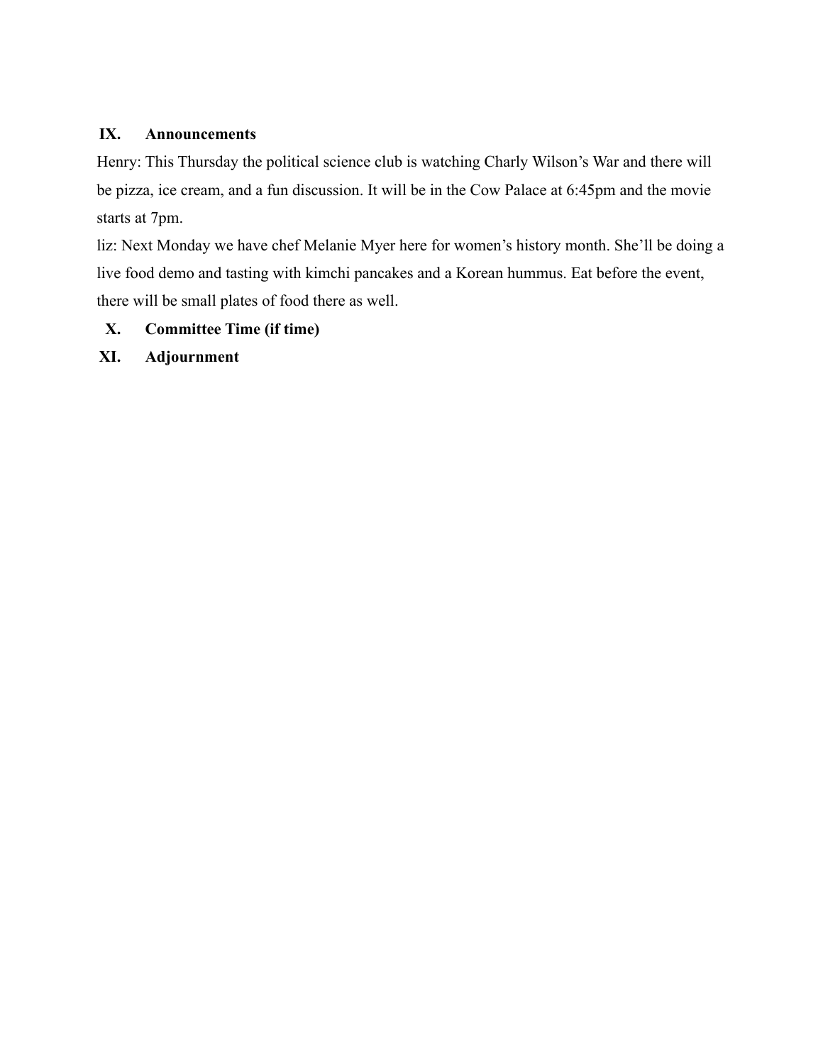## IX. Announcements

Henry: This Thursday the political science club is watching Charly Wilson's War and there will be pizza, ice cream, and a fun discussion. It will be in the Cow Palace at 6:45pm and the movie starts at 7pm.

liz: Next Monday we have chef Melanie Myer here for women's history month. She'll be doing a live food demo and tasting with kimchi pancakes and a Korean hummus. Eat before the event, there will be small plates of food there as well.

## X. Committee Time (if time)

## XI. Adjournment